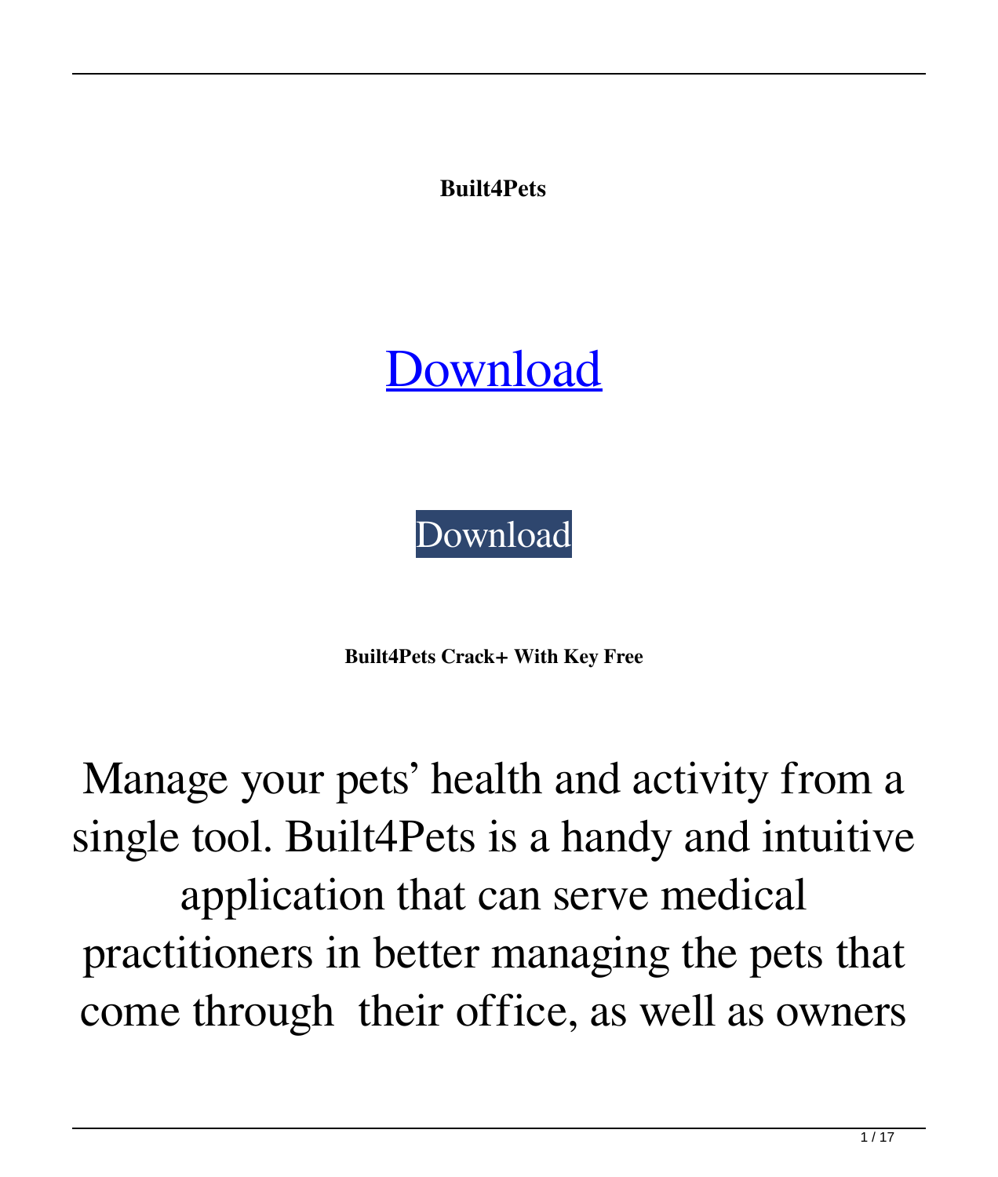**Built4Pets**

# Download

Download

**Built4Pets Crack+ With Key Free**

Manage your pets’ health and activity from a single tool. Built4Pets is a handy and intuitive application that can serve medical practitioners in better managing the pets that come through their office, as well as owners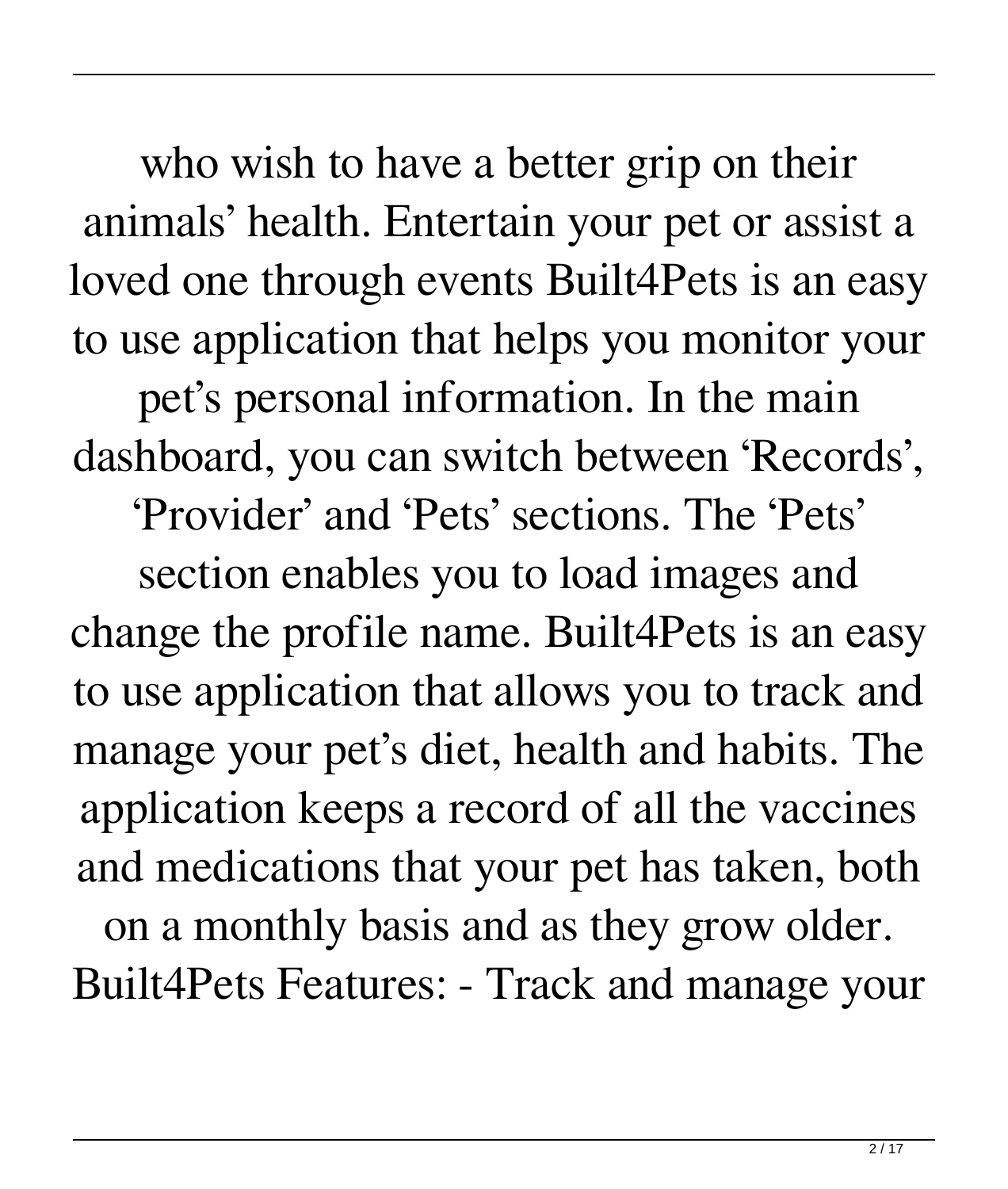who wish to have a better grip on their animals' health. Entertain your pet or assist a loved one through events Built4Pets is an easy to use application that helps you monitor your pet's personal information. In the main dashboard, you can switch between 'Records', 'Provider' and 'Pets' sections. The 'Pets' section enables you to load images and change the profile name. Built4Pets is an easy to use application that allows you to track and manage your pet's diet, health and habits. The application keeps a record of all the vaccines and medications that your pet has taken, both on a monthly basis and as they grow older. Built4Pets Features: - Track and manage your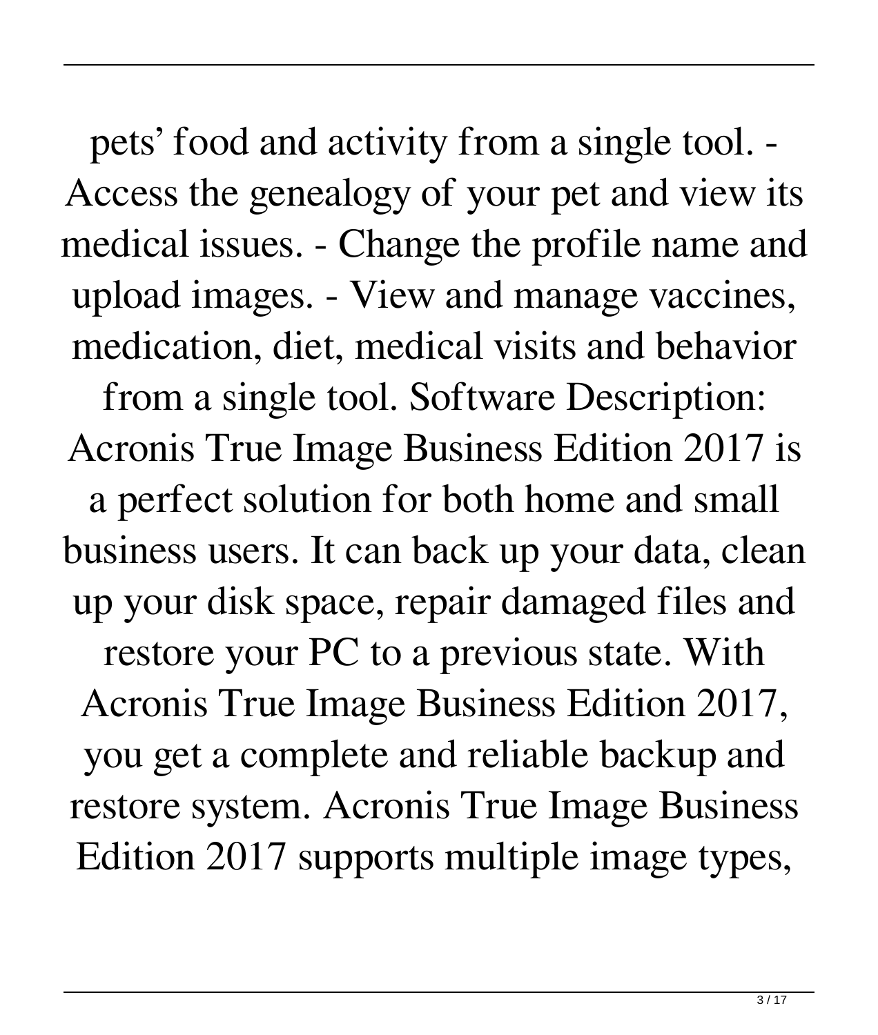pets' food and activity from a single tool. - Access the genealogy of your pet and view its medical issues. - Change the profile name and upload images. - View and manage vaccines, medication, diet, medical visits and behavior from a single tool. Software Description: Acronis True Image Business Edition 2017 is a perfect solution for both home and small business users. It can back up your data, clean up your disk space, repair damaged files and restore your PC to a previous state. With Acronis True Image Business Edition 2017, you get a complete and reliable backup and restore system. Acronis True Image Business Edition 2017 supports multiple image types,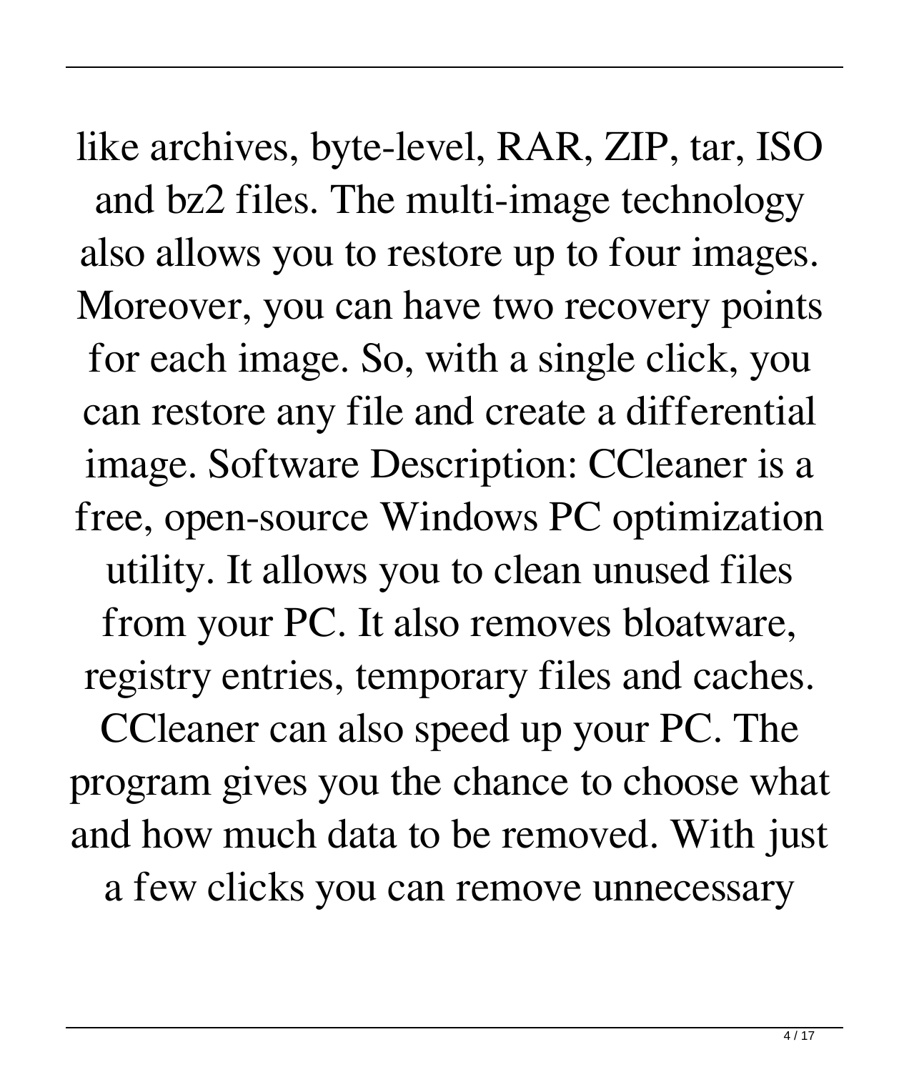like archives, byte-level, RAR, ZIP, tar, ISO and bz2 files. The multi-image technology also allows you to restore up to four images. Moreover, you can have two recovery points for each image. So, with a single click, you can restore any file and create a differential image. Software Description: CCleaner is a free, open-source Windows PC optimization utility. It allows you to clean unused files from your PC. It also removes bloatware, registry entries, temporary files and caches. CCleaner can also speed up your PC. The program gives you the chance to choose what and how much data to be removed. With just a few clicks you can remove unnecessary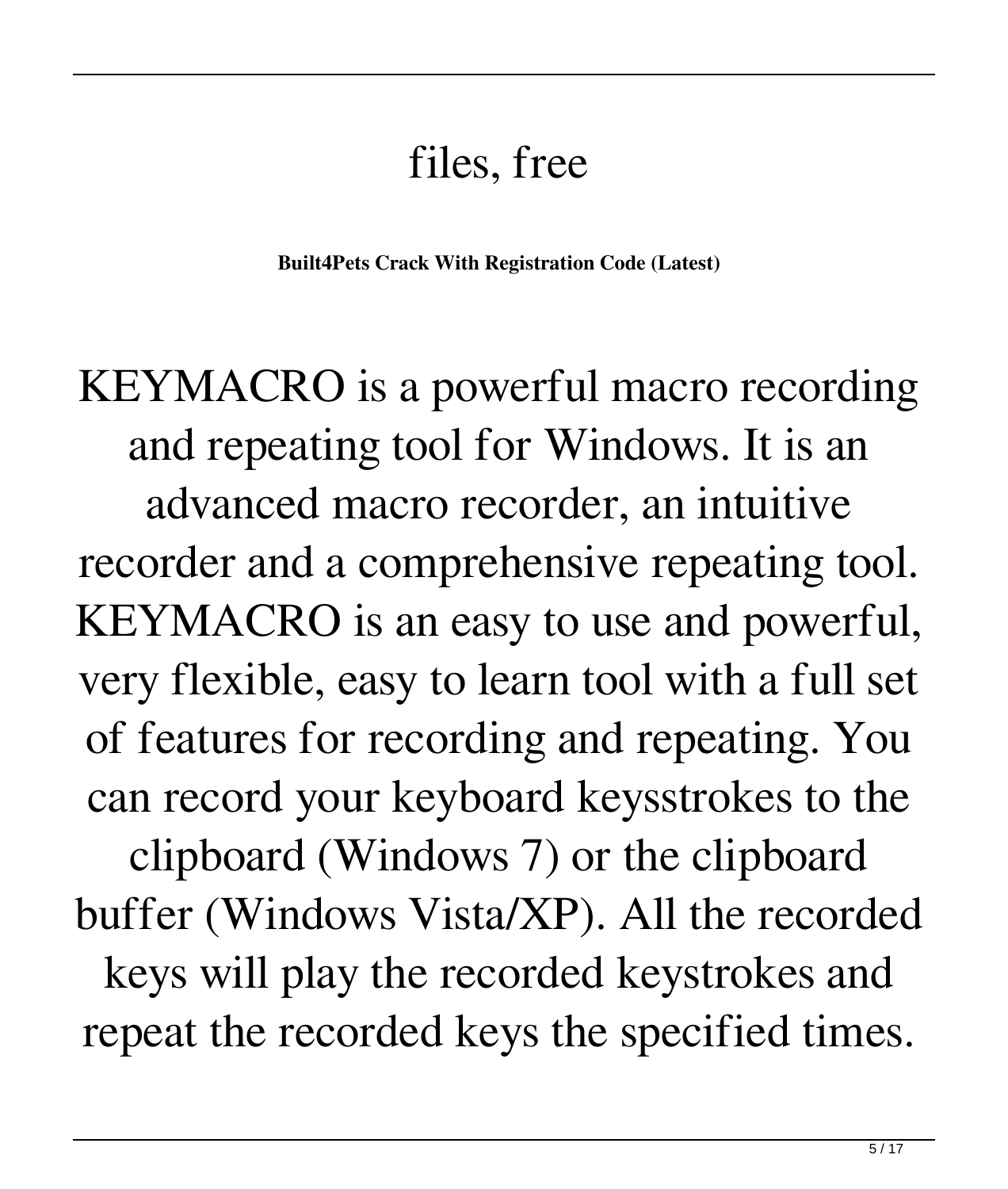# files, free

**Built4Pets Crack With Registration Code (Latest)**

KEYMACRO is a powerful macro recording and repeating tool for Windows. It is an advanced macro recorder, an intuitive recorder and a comprehensive repeating tool. KEYMACRO is an easy to use and powerful, very flexible, easy to learn tool with a full set of features for recording and repeating. You can record your keyboard keysstrokes to the clipboard (Windows 7) or the clipboard buffer (Windows Vista/XP). All the recorded keys will play the recorded keystrokes and repeat the recorded keys the specified times.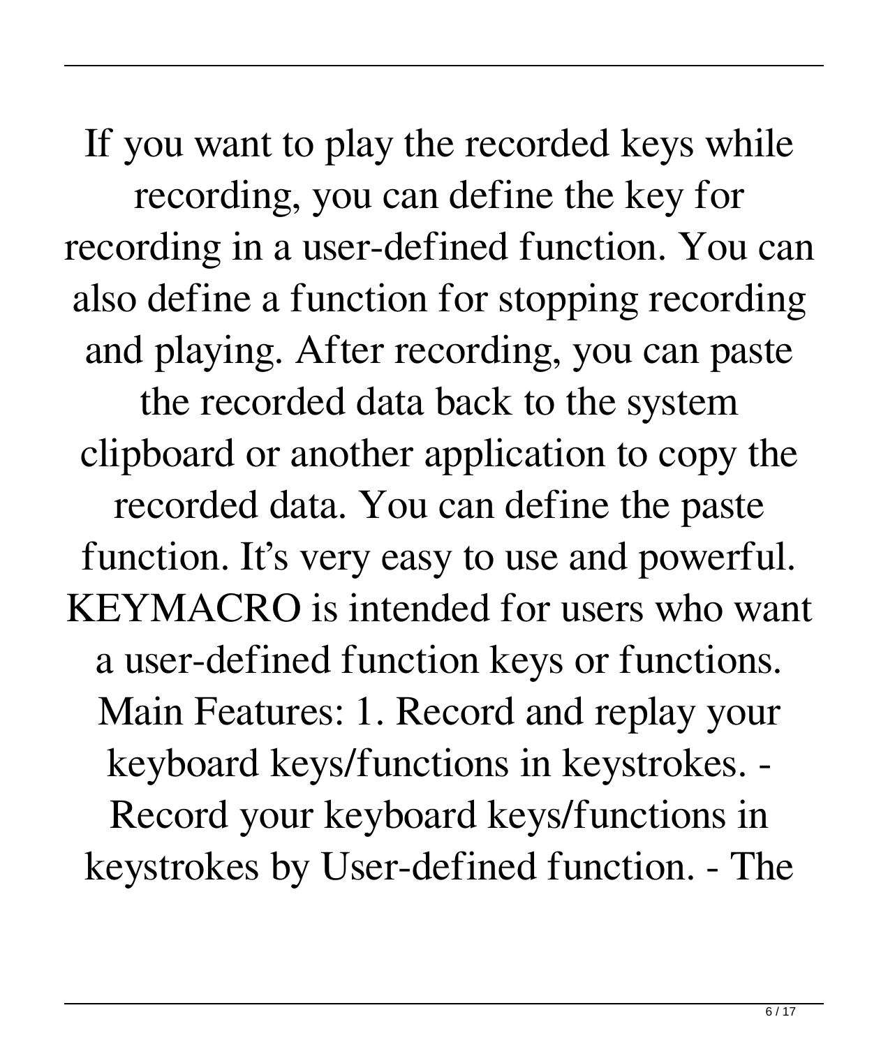If you want to play the recorded keys while recording, you can define the key for recording in a user-defined function. You can also define a function for stopping recording and playing. After recording, you can paste the recorded data back to the system clipboard or another application to copy the recorded data. You can define the paste function. It's very easy to use and powerful. KEYMACRO is intended for users who want a user-defined function keys or functions. Main Features: 1. Record and replay your keyboard keys/functions in keystrokes. - Record your keyboard keys/functions in keystrokes by User-defined function. - The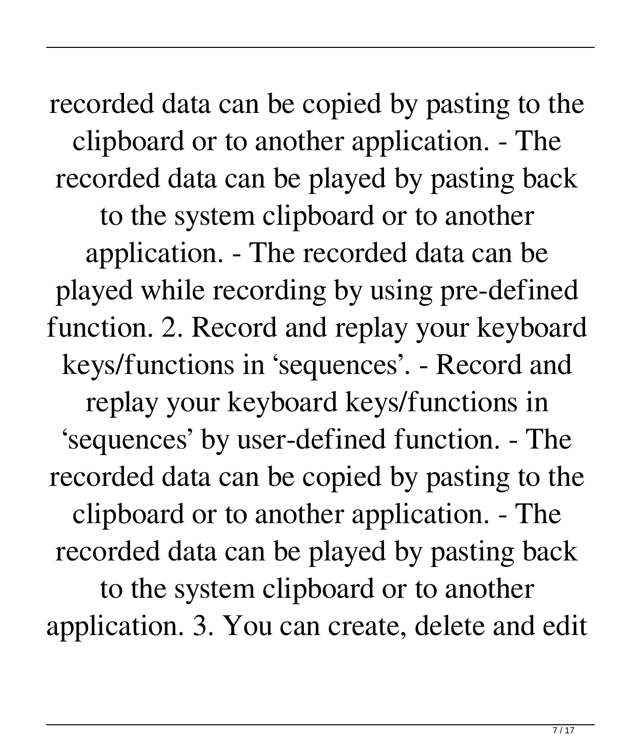recorded data can be copied by pasting to the clipboard or to another application. - The recorded data can be played by pasting back to the system clipboard or to another application. - The recorded data can be played while recording by using pre-defined function. 2. Record and replay your keyboard keys/functions in 'sequences'. - Record and replay your keyboard keys/functions in 'sequences' by user-defined function. - The recorded data can be copied by pasting to the clipboard or to another application. - The recorded data can be played by pasting back to the system clipboard or to another application. 3. You can create, delete and edit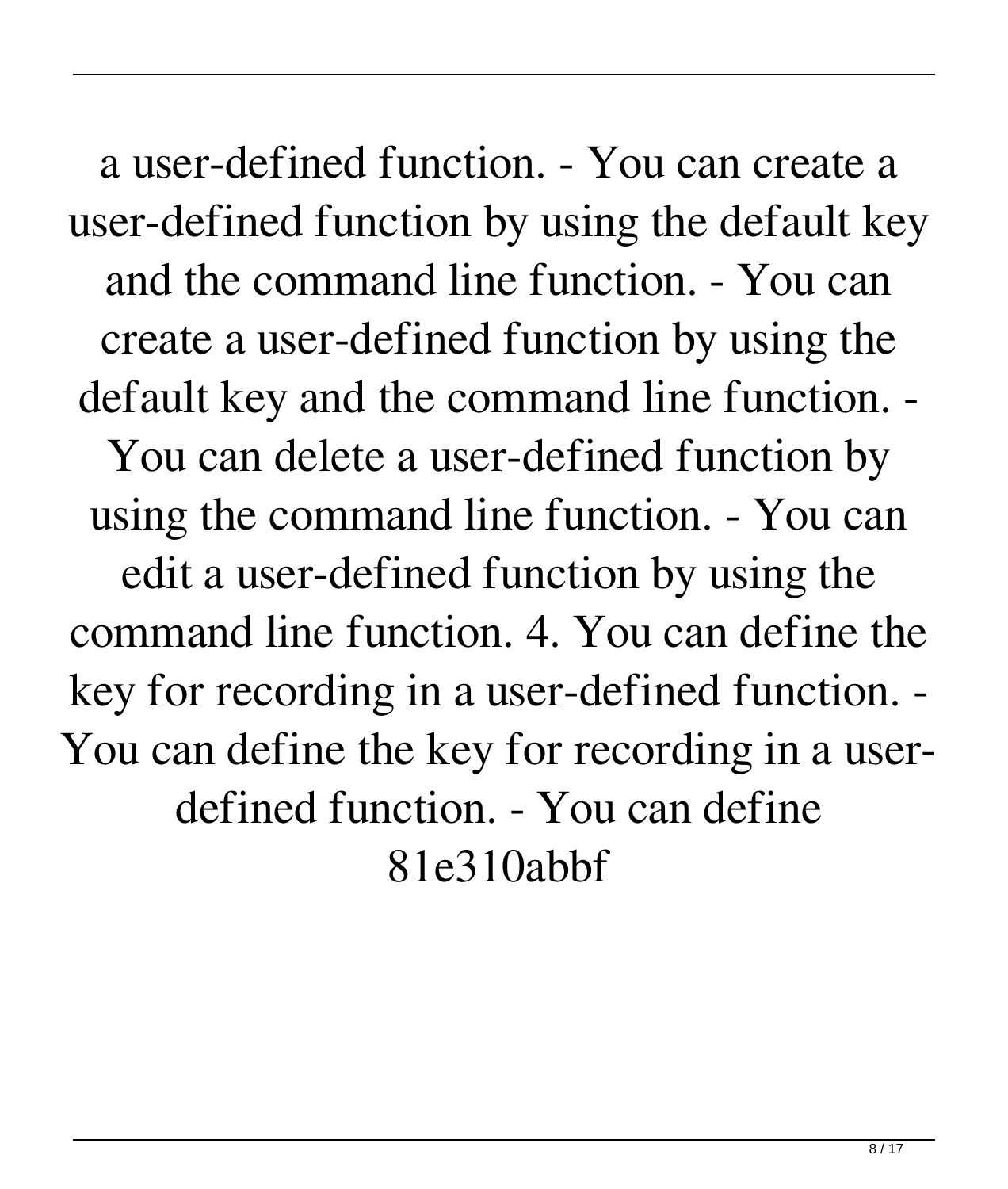a user-defined function. - You can create a user-defined function by using the default key and the command line function. - You can create a user-defined function by using the default key and the command line function. - You can delete a user-defined function by using the command line function. - You can edit a user-defined function by using the command line function. 4. You can define the key for recording in a user-defined function. - You can define the key for recording in a user-defined function. - You can define 81e310abbf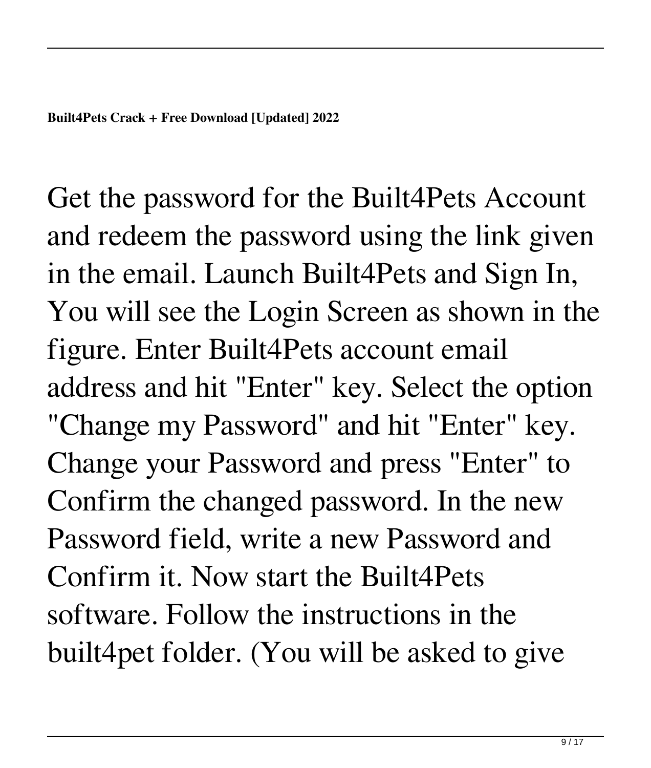**Built4Pets Crack + Free Download [Updated] 2022**

Get the password for the Built4Pets Account and redeem the password using the link given in the email. Launch Built4Pets and Sign In, You will see the Login Screen as shown in the figure. Enter Built4Pets account email address and hit "Enter" key. Select the option "Change my Password" and hit "Enter" key. Change your Password and press "Enter" to Confirm the changed password. In the new Password field, write a new Password and Confirm it. Now start the Built4Pets software. Follow the instructions in the built4pet folder. (You will be asked to give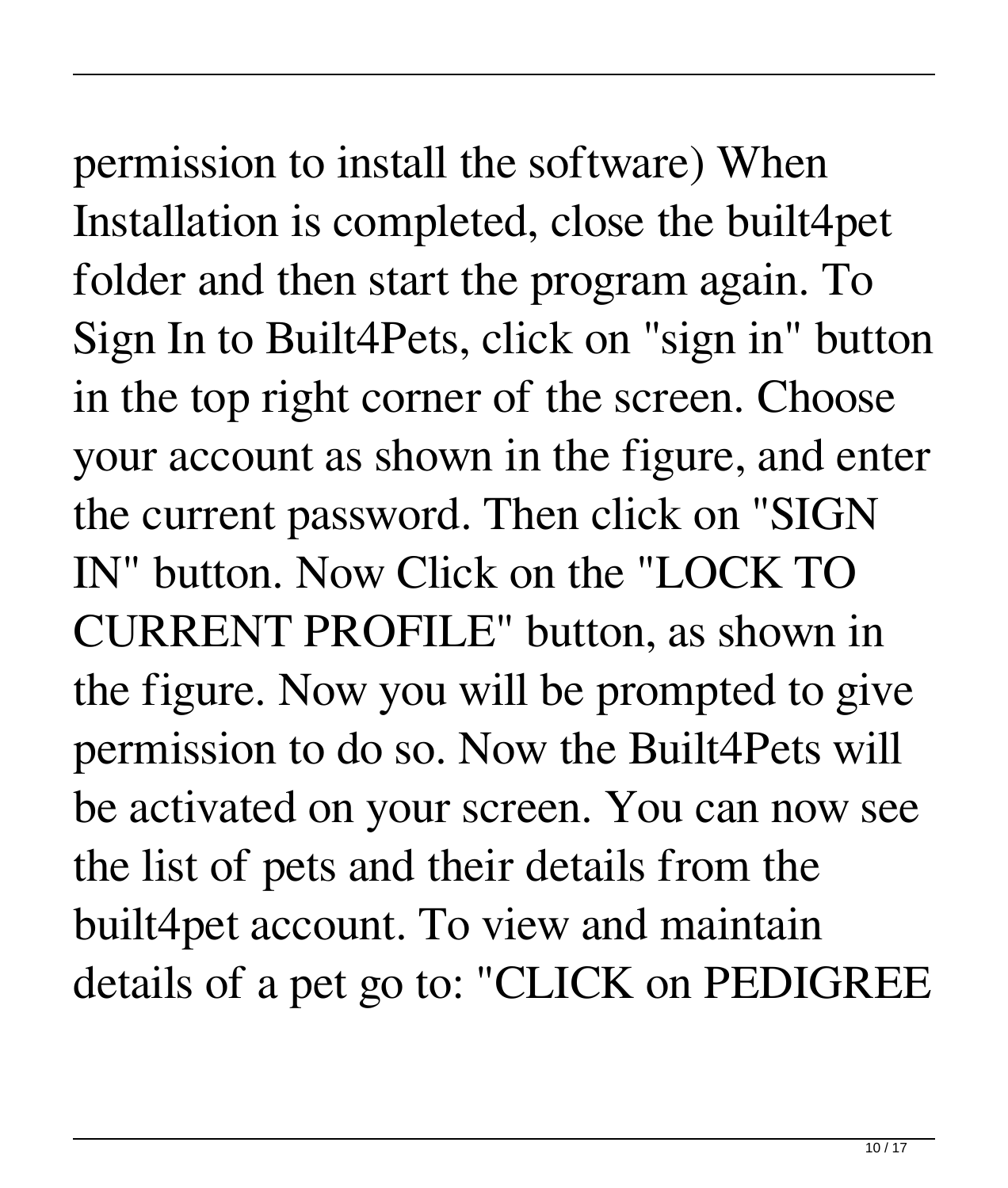permission to install the software) When Installation is completed, close the built4pet folder and then start the program again. To Sign In to Built4Pets, click on "sign in" button in the top right corner of the screen. Choose your account as shown in the figure, and enter the current password. Then click on "SIGN IN" button. Now Click on the "LOCK TO CURRENT PROFILE" button, as shown in the figure. Now you will be prompted to give permission to do so. Now the Built4Pets will be activated on your screen. You can now see the list of pets and their details from the built4pet account. To view and maintain details of a pet go to: "CLICK on PEDIGREE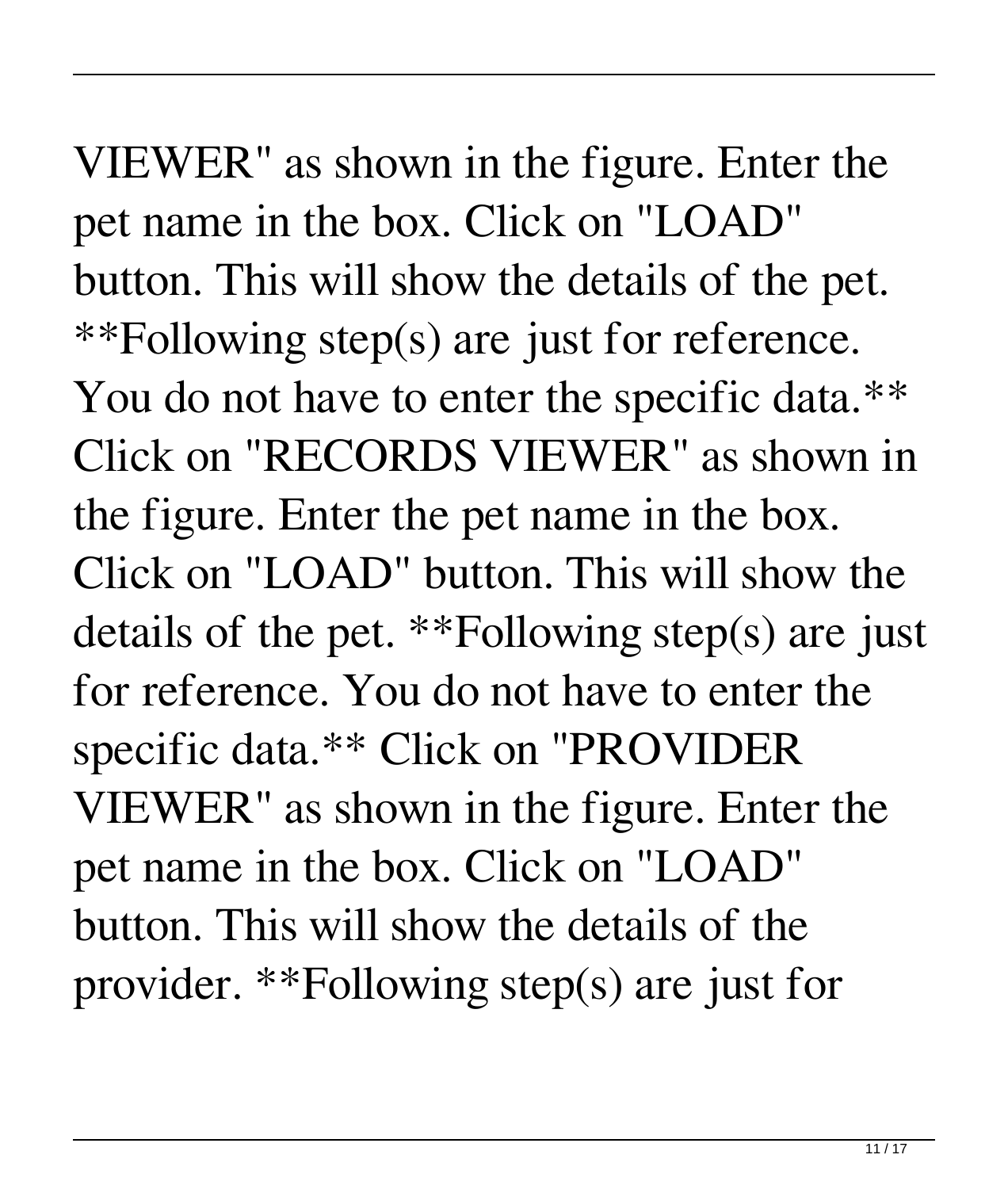VIEWER" as shown in the figure. Enter the pet name in the box. Click on "LOAD" button. This will show the details of the pet. **Following step(s) are just for reference. You do not have to enter the specific data.** Click on "RECORDS VIEWER" as shown in the figure. Enter the pet name in the box. Click on "LOAD" button. This will show the details of the pet. **Following step(s) are just for reference. You do not have to enter the specific data.** Click on "PROVIDER VIEWER" as shown in the figure. Enter the pet name in the box. Click on "LOAD" button. This will show the details of the provider. **Following step(s) are just for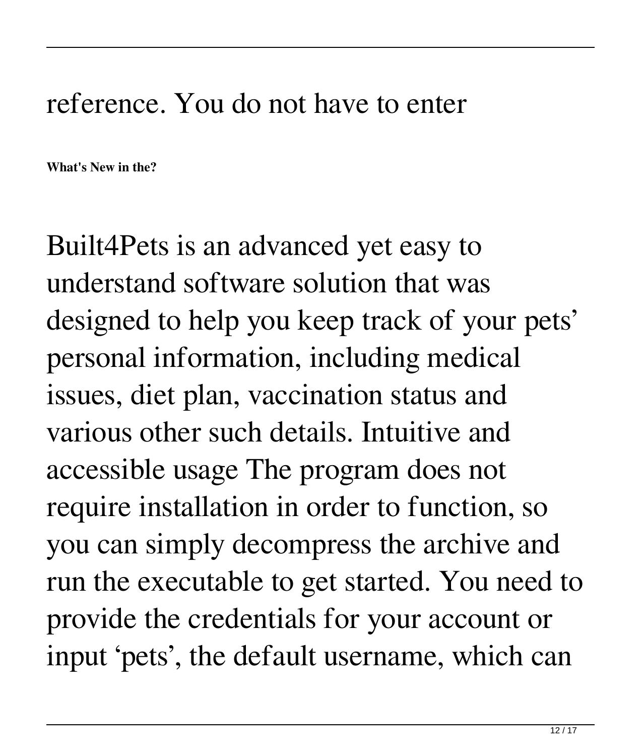reference. You do not have to enter

**What's New in the?**

Built4Pets is an advanced yet easy to understand software solution that was designed to help you keep track of your pets' personal information, including medical issues, diet plan, vaccination status and various other such details. Intuitive and accessible usage The program does not require installation in order to function, so you can simply decompress the archive and run the executable to get started. You need to provide the credentials for your account or input 'pets', the default username, which can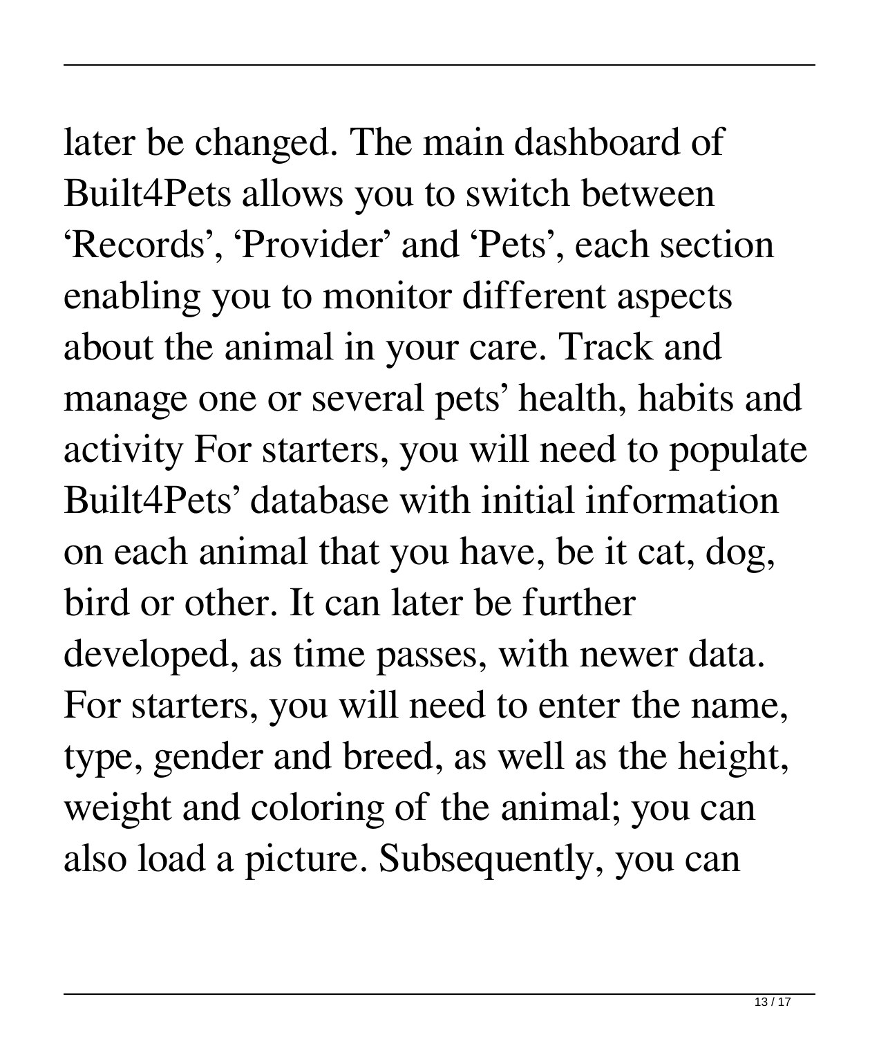later be changed. The main dashboard of Built4Pets allows you to switch between 'Records', 'Provider' and 'Pets', each section enabling you to monitor different aspects about the animal in your care. Track and manage one or several pets' health, habits and activity For starters, you will need to populate Built4Pets' database with initial information on each animal that you have, be it cat, dog, bird or other. It can later be further developed, as time passes, with newer data. For starters, you will need to enter the name, type, gender and breed, as well as the height, weight and coloring of the animal; you can also load a picture. Subsequently, you can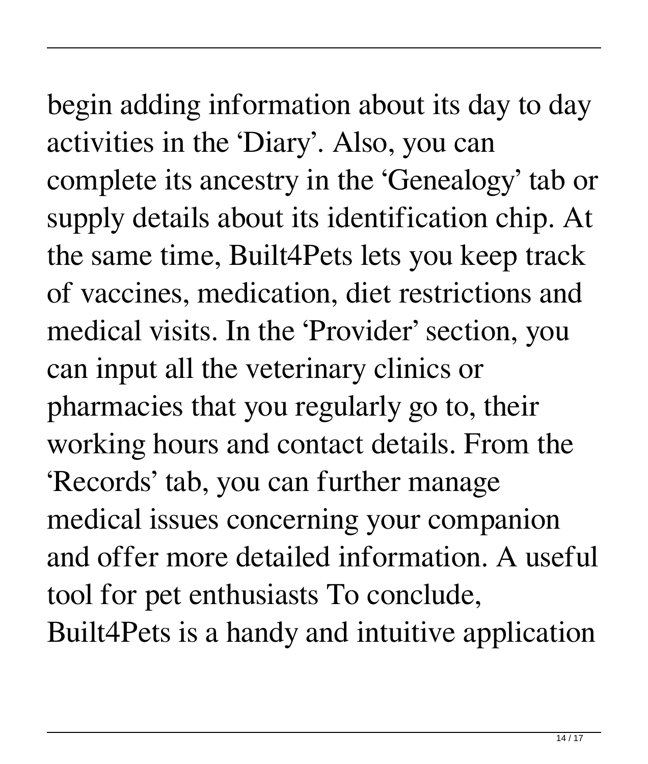begin adding information about its day to day activities in the 'Diary'. Also, you can complete its ancestry in the 'Genealogy' tab or supply details about its identification chip. At the same time, Built4Pets lets you keep track of vaccines, medication, diet restrictions and medical visits. In the 'Provider' section, you can input all the veterinary clinics or pharmacies that you regularly go to, their working hours and contact details. From the 'Records' tab, you can further manage medical issues concerning your companion and offer more detailed information. A useful tool for pet enthusiasts To conclude, Built4Pets is a handy and intuitive application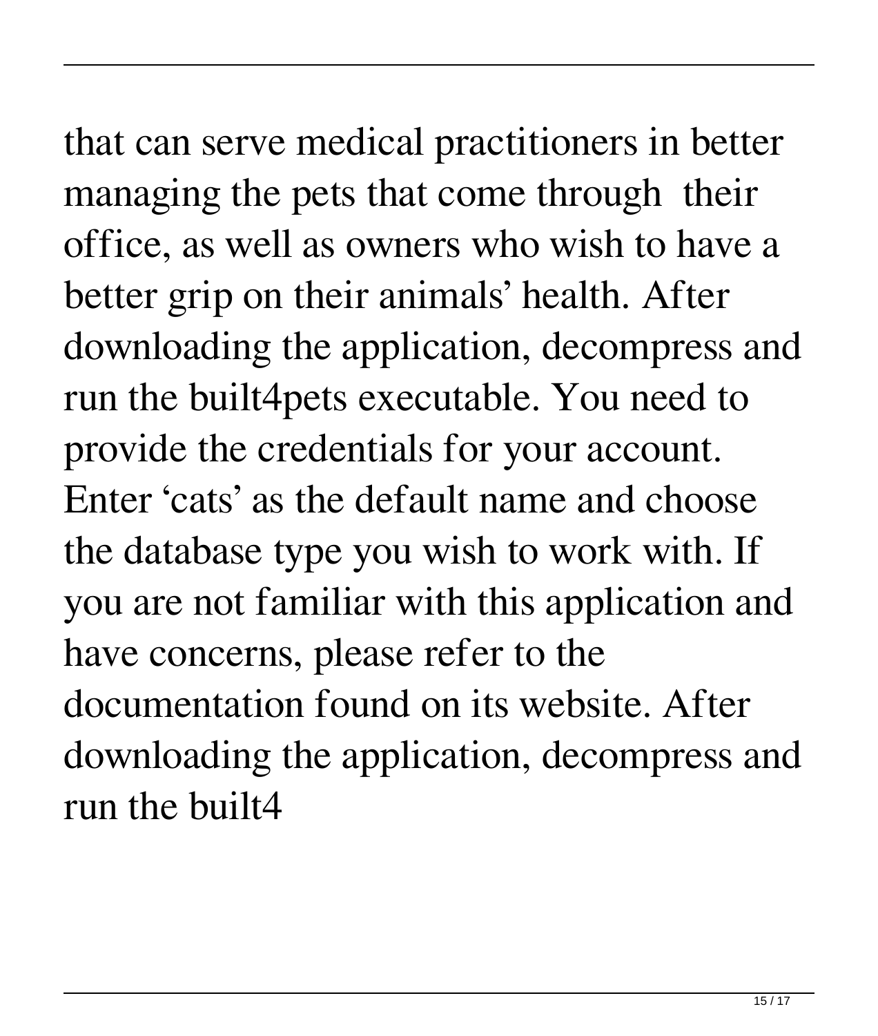that can serve medical practitioners in better managing the pets that come through their office, as well as owners who wish to have a better grip on their animals' health. After downloading the application, decompress and run the built4pets executable. You need to provide the credentials for your account. Enter 'cats' as the default name and choose the database type you wish to work with. If you are not familiar with this application and have concerns, please refer to the documentation found on its website. After downloading the application, decompress and run the built4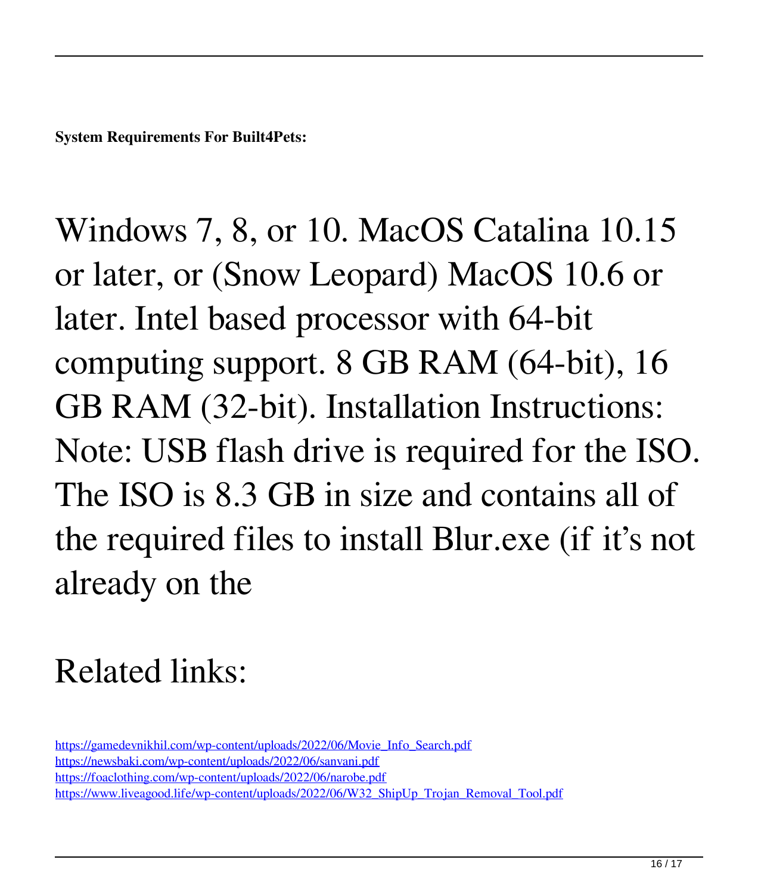**System Requirements For Built4Pets:**

Windows 7, 8, or 10. MacOS Catalina 10.15 or later, or (Snow Leopard) MacOS 10.6 or later. Intel based processor with 64-bit computing support. 8 GB RAM (64-bit), 16 GB RAM (32-bit). Installation Instructions: Note: USB flash drive is required for the ISO. The ISO is 8.3 GB in size and contains all of the required files to install Blur.exe (if it's not already on the

Related links:

https://gamedevnikhil.com/wp-content/uploads/2022/06/Movie_Info_Search.pdf
https://newsbaki.com/wp-content/uploads/2022/06/sanvani.pdf
https://foaclothing.com/wp-content/uploads/2022/06/narobe.pdf
https://www.liveagood.life/wp-content/uploads/2022/06/W32_ShipUp_Trojan_Removal_Tool.pdf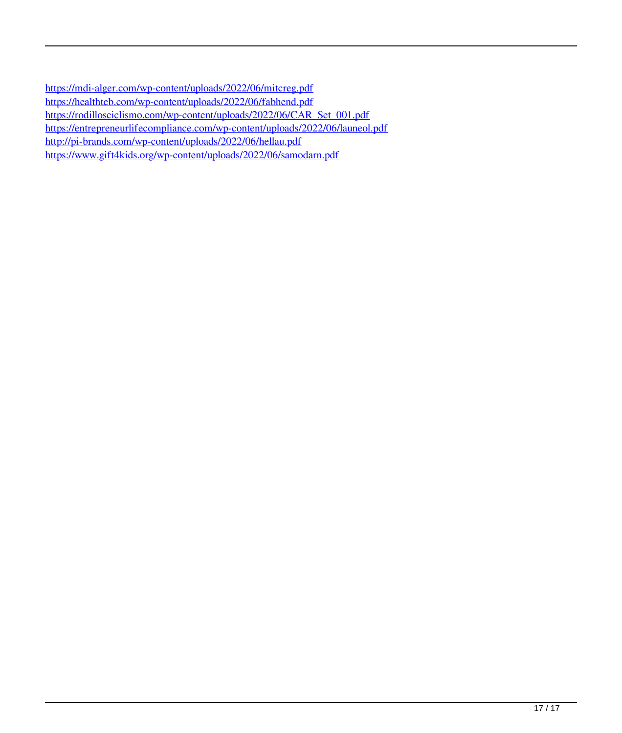https://mdi-alger.com/wp-content/uploads/2022/06/mitcreg.pdf
https://healthteb.com/wp-content/uploads/2022/06/fabhend.pdf
https://rodillosciclismo.com/wp-content/uploads/2022/06/CAR_Set_001.pdf
https://entrepreneurlifecompliance.com/wp-content/uploads/2022/06/launeol.pdf
http://pi-brands.com/wp-content/uploads/2022/06/hellau.pdf
https://www.gift4kids.org/wp-content/uploads/2022/06/samodarn.pdf